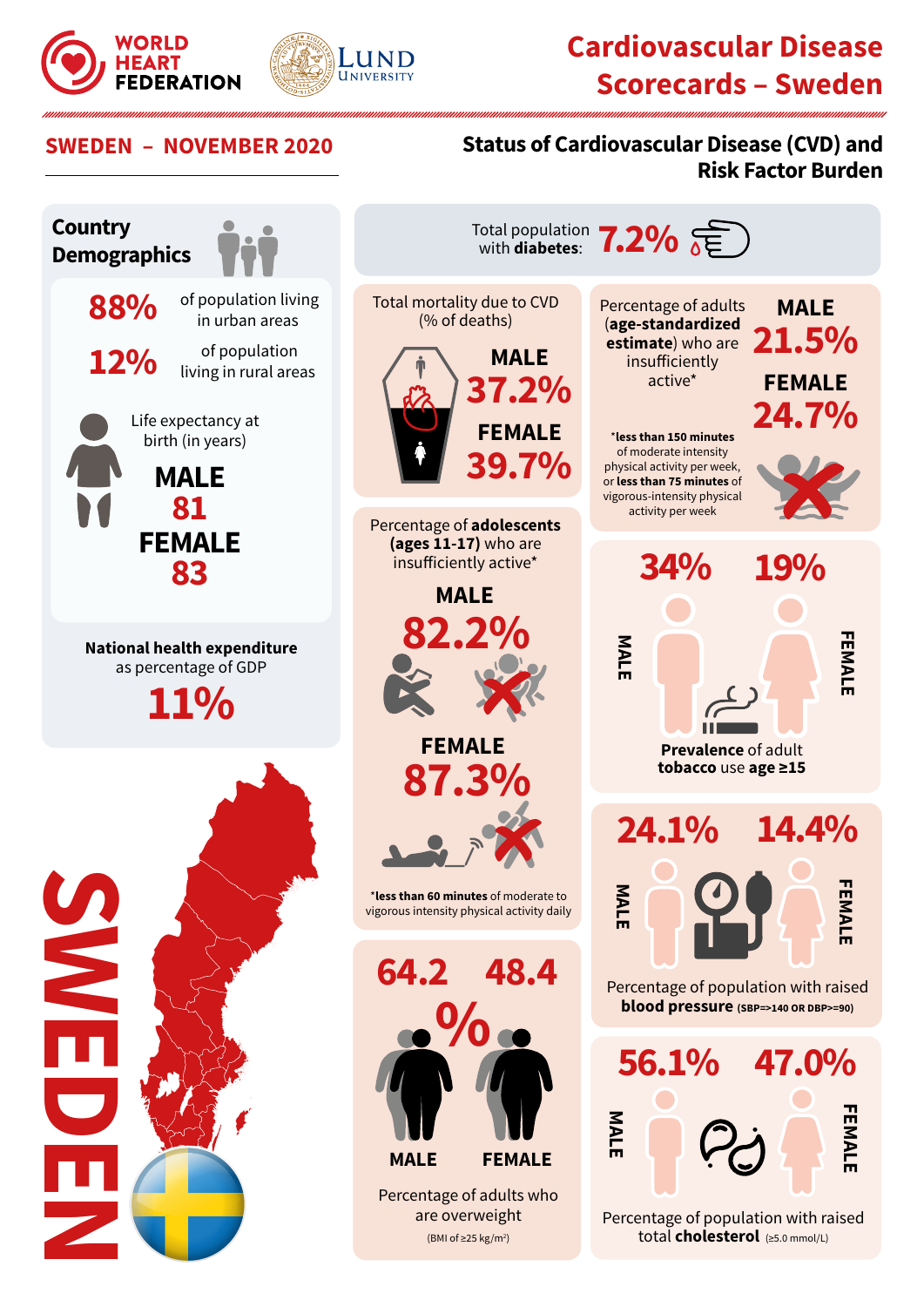WORLD HEART FEDERATION

LUND UNIVERSITY

# Cardiovascular Disease Scorecards – Sweden

## SWEDEN – NOVEMBER 2020

## Status of Cardiovascular Disease (CVD) and Risk Factor Burden

### Country Demographics

**88%** of population living in urban areas

**12%** of population living in rural areas

Life expectancy at birth (in years)

**MALE** 81

**FEMALE** 83

**National health expenditure** as percentage of GDP

**11%**

Total population with **diabetes**: **7.2%**

Total mortality due to CVD (% of deaths)

**MALE** 37.2%

**FEMALE** 39.7%

Percentage of adults (**age-standardized estimate**) who are insufficiently active*

**MALE** 21.5%

**FEMALE** 24.7%

*__less than 150 minutes__ of moderate intensity physical activity per week, or **less than 75 minutes** of vigorous-intensity physical activity per week

Percentage of **adolescents (ages 11-17)** who are insufficiently active*

**MALE** 82.2%

**FEMALE** 87.3%

*__less than 60 minutes__ of moderate to vigorous intensity physical activity daily

**Prevalence** of adult **tobacco** use **age ≥15**

MALE 34% | FEMALE 19%

Percentage of adults who are overweight (BMI of ≥25 kg/m²)

MALE 64.2% | FEMALE 48.4%

Percentage of population with raised **blood pressure** (SBP=>140 OR DBP>=90)

MALE 24.1% | FEMALE 14.4%

Percentage of population with raised total **cholesterol** (≥5.0 mmol/L)

MALE 56.1% | FEMALE 47.0%

SWEDEN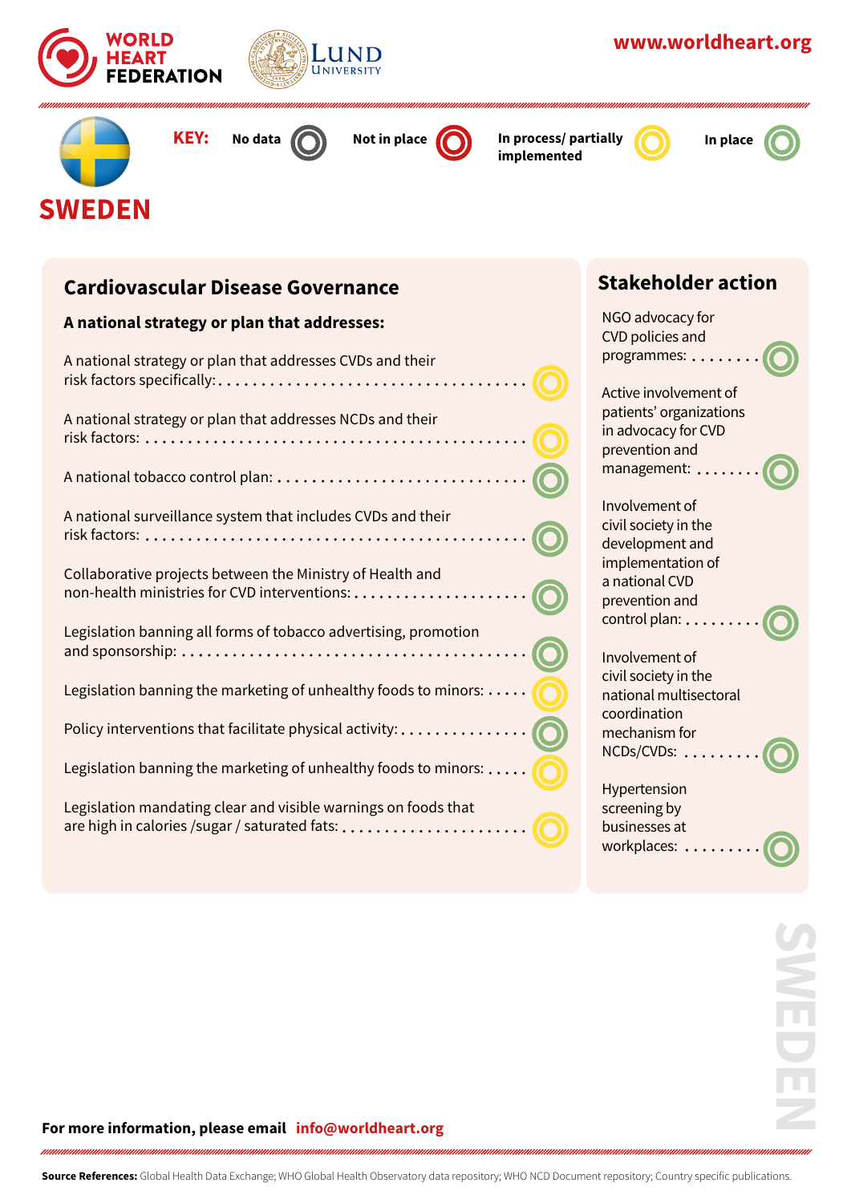WORLD HEART FEDERATION

LUND UNIVERSITY

www.worldheart.org

# SWEDEN

**KEY:** **No data** | **Not in place** | **In process/ partially implemented** | **In place**

## Cardiovascular Disease Governance

### A national strategy or plan that addresses:

| Item | Status |
|---|---|
| A national strategy or plan that addresses CVDs and their risk factors specifically: | In process/ partially implemented |
| A national strategy or plan that addresses NCDs and their risk factors: | In process/ partially implemented |
| A national tobacco control plan: | In place |
| A national surveillance system that includes CVDs and their risk factors: | In place |
| Collaborative projects between the Ministry of Health and non-health ministries for CVD interventions: | In place |
| Legislation banning all forms of tobacco advertising, promotion and sponsorship: | In place |
| Legislation banning the marketing of unhealthy foods to minors: | In process/ partially implemented |
| Policy interventions that facilitate physical activity: | In place |
| Legislation banning the marketing of unhealthy foods to minors: | In process/ partially implemented |
| Legislation mandating clear and visible warnings on foods that are high in calories /sugar / saturated fats: | In process/ partially implemented |

## Stakeholder action

| Item | Status |
|---|---|
| NGO advocacy for CVD policies and programmes: | In place |
| Active involvement of patients' organizations in advocacy for CVD prevention and management: | In place |
| Involvement of civil society in the development and implementation of a national CVD prevention and control plan: | In place |
| Involvement of civil society in the national multisectoral coordination mechanism for NCDs/CVDs: | In place |
| Hypertension screening by businesses at workplaces: | In place |

**For more information, please email** info@worldheart.org

**Source References:** Global Health Data Exchange; WHO Global Health Observatory data repository; WHO NCD Document repository; Country specific publications.